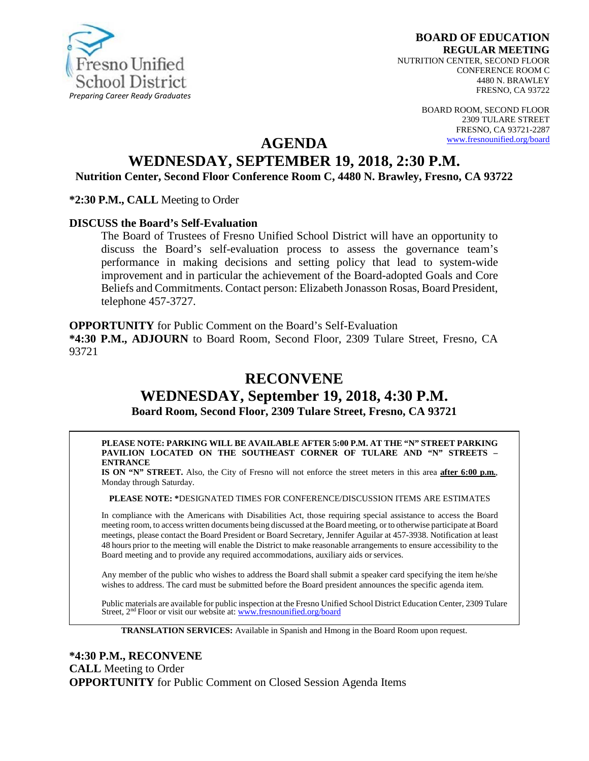Fresno Unified School District
*Preparing Career Ready Graduates*

**BOARD OF EDUCATION**
**REGULAR MEETING**
NUTRITION CENTER, SECOND FLOOR
CONFERENCE ROOM C
4480 N. BRAWLEY
FRESNO, CA 93722

BOARD ROOM, SECOND FLOOR
2309 TULARE STREET
FRESNO, CA 93721-2287
www.fresnounified.org/board

# AGENDA

## WEDNESDAY, SEPTEMBER 19, 2018, 2:30 P.M.

**Nutrition Center, Second Floor Conference Room C, 4480 N. Brawley, Fresno, CA 93722**

**\*2:30 P.M., CALL** Meeting to Order

**DISCUSS the Board's Self-Evaluation**

The Board of Trustees of Fresno Unified School District will have an opportunity to discuss the Board's self-evaluation process to assess the governance team's performance in making decisions and setting policy that lead to system-wide improvement and in particular the achievement of the Board-adopted Goals and Core Beliefs and Commitments. Contact person: Elizabeth Jonasson Rosas, Board President, telephone 457-3727.

**OPPORTUNITY** for Public Comment on the Board's Self-Evaluation

**\*4:30 P.M., ADJOURN** to Board Room, Second Floor, 2309 Tulare Street, Fresno, CA 93721

# RECONVENE

## WEDNESDAY, September 19, 2018, 4:30 P.M.

**Board Room, Second Floor, 2309 Tulare Street, Fresno, CA 93721**

**PLEASE NOTE: PARKING WILL BE AVAILABLE AFTER 5:00 P.M. AT THE "N" STREET PARKING PAVILION LOCATED ON THE SOUTHEAST CORNER OF TULARE AND "N" STREETS – ENTRANCE IS ON "N" STREET.** Also, the City of Fresno will not enforce the street meters in this area **after 6:00 p.m.**, Monday through Saturday.

**PLEASE NOTE: \***DESIGNATED TIMES FOR CONFERENCE/DISCUSSION ITEMS ARE ESTIMATES

In compliance with the Americans with Disabilities Act, those requiring special assistance to access the Board meeting room, to access written documents being discussed at the Board meeting, or to otherwise participate at Board meetings, please contact the Board President or Board Secretary, Jennifer Aguilar at 457-3938. Notification at least 48 hours prior to the meeting will enable the District to make reasonable arrangements to ensure accessibility to the Board meeting and to provide any required accommodations, auxiliary aids or services.

Any member of the public who wishes to address the Board shall submit a speaker card specifying the item he/she wishes to address. The card must be submitted before the Board president announces the specific agenda item.

Public materials are available for public inspection at the Fresno Unified School District Education Center, 2309 Tulare Street, 2nd Floor or visit our website at: www.fresnounified.org/board

**TRANSLATION SERVICES:** Available in Spanish and Hmong in the Board Room upon request.

**\*4:30 P.M., RECONVENE**
**CALL** Meeting to Order
**OPPORTUNITY** for Public Comment on Closed Session Agenda Items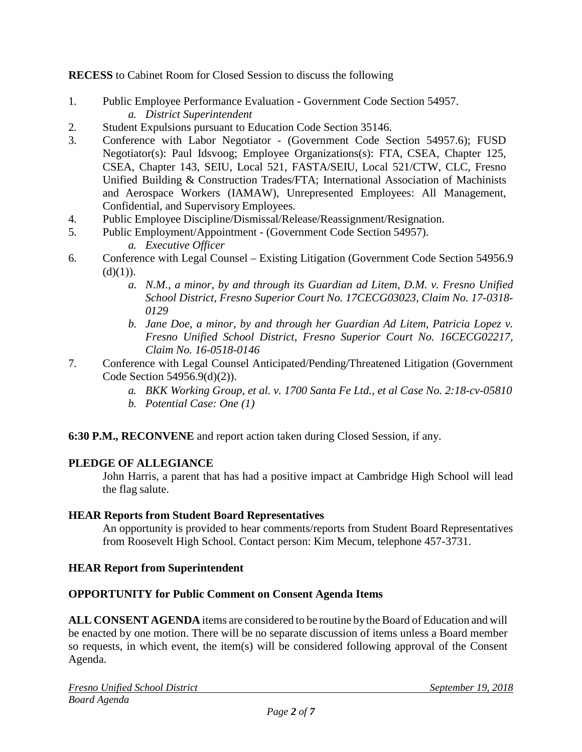**RECESS** to Cabinet Room for Closed Session to discuss the following

1. Public Employee Performance Evaluation - Government Code Section 54957.
   a. *District Superintendent*
2. Student Expulsions pursuant to Education Code Section 35146.
3. Conference with Labor Negotiator - (Government Code Section 54957.6); FUSD Negotiator(s): Paul Idsvoog; Employee Organizations(s): FTA, CSEA, Chapter 125, CSEA, Chapter 143, SEIU, Local 521, FASTA/SEIU, Local 521/CTW, CLC, Fresno Unified Building & Construction Trades/FTA; International Association of Machinists and Aerospace Workers (IAMAW), Unrepresented Employees: All Management, Confidential, and Supervisory Employees.
4. Public Employee Discipline/Dismissal/Release/Reassignment/Resignation.
5. Public Employment/Appointment - (Government Code Section 54957).
   a. *Executive Officer*
6. Conference with Legal Counsel – Existing Litigation (Government Code Section 54956.9 (d)(1)).
   a. *N.M., a minor, by and through its Guardian ad Litem, D.M. v. Fresno Unified School District, Fresno Superior Court No. 17CECG03023, Claim No. 17-0318-0129*
   b. *Jane Doe, a minor, by and through her Guardian Ad Litem, Patricia Lopez v. Fresno Unified School District, Fresno Superior Court No. 16CECG02217, Claim No. 16-0518-0146*
7. Conference with Legal Counsel Anticipated/Pending/Threatened Litigation (Government Code Section 54956.9(d)(2)).
   a. *BKK Working Group, et al. v. 1700 Santa Fe Ltd., et al Case No. 2:18-cv-05810*
   b. *Potential Case: One (1)*

**6:30 P.M., RECONVENE** and report action taken during Closed Session, if any.

**PLEDGE OF ALLEGIANCE**

John Harris, a parent that has had a positive impact at Cambridge High School will lead the flag salute.

**HEAR Reports from Student Board Representatives**

An opportunity is provided to hear comments/reports from Student Board Representatives from Roosevelt High School. Contact person: Kim Mecum, telephone 457-3731.

**HEAR Report from Superintendent**

**OPPORTUNITY for Public Comment on Consent Agenda Items**

**ALL CONSENT AGENDA** items are considered to be routine by the Board of Education and will be enacted by one motion. There will be no separate discussion of items unless a Board member so requests, in which event, the item(s) will be considered following approval of the Consent Agenda.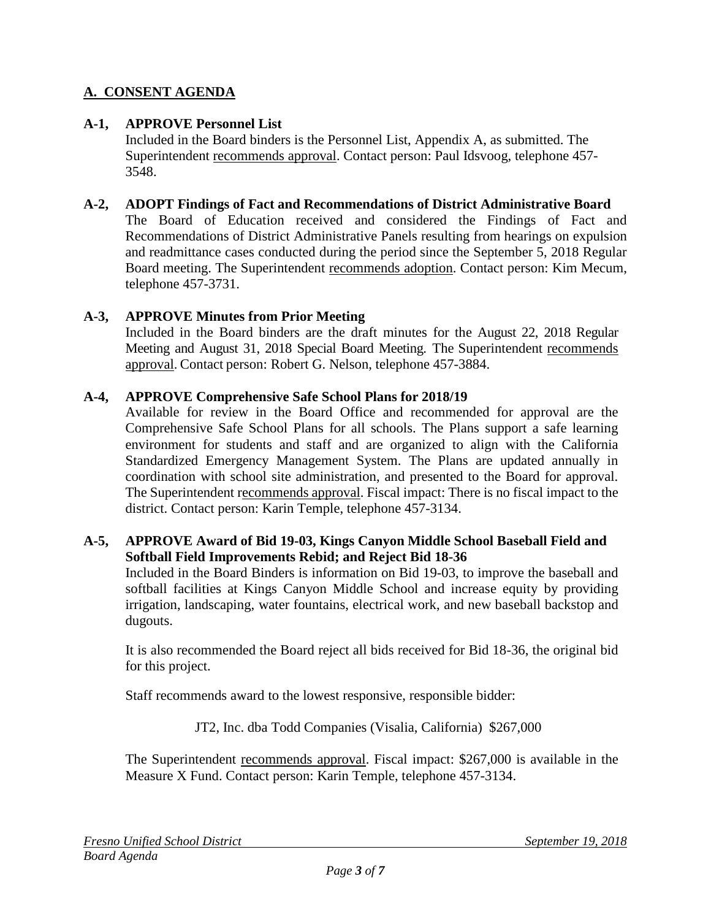## A. CONSENT AGENDA

**A-1, APPROVE Personnel List**

Included in the Board binders is the Personnel List, Appendix A, as submitted. The Superintendent recommends approval. Contact person: Paul Idsvoog, telephone 457-3548.

**A-2, ADOPT Findings of Fact and Recommendations of District Administrative Board**

The Board of Education received and considered the Findings of Fact and Recommendations of District Administrative Panels resulting from hearings on expulsion and readmittance cases conducted during the period since the September 5, 2018 Regular Board meeting. The Superintendent recommends adoption. Contact person: Kim Mecum, telephone 457-3731.

**A-3, APPROVE Minutes from Prior Meeting**

Included in the Board binders are the draft minutes for the August 22, 2018 Regular Meeting and August 31, 2018 Special Board Meeting. The Superintendent recommends approval. Contact person: Robert G. Nelson, telephone 457-3884.

**A-4, APPROVE Comprehensive Safe School Plans for 2018/19**

Available for review in the Board Office and recommended for approval are the Comprehensive Safe School Plans for all schools. The Plans support a safe learning environment for students and staff and are organized to align with the California Standardized Emergency Management System. The Plans are updated annually in coordination with school site administration, and presented to the Board for approval. The Superintendent recommends approval. Fiscal impact: There is no fiscal impact to the district. Contact person: Karin Temple, telephone 457-3134.

**A-5, APPROVE Award of Bid 19-03, Kings Canyon Middle School Baseball Field and Softball Field Improvements Rebid; and Reject Bid 18-36**

Included in the Board Binders is information on Bid 19-03, to improve the baseball and softball facilities at Kings Canyon Middle School and increase equity by providing irrigation, landscaping, water fountains, electrical work, and new baseball backstop and dugouts.

It is also recommended the Board reject all bids received for Bid 18-36, the original bid for this project.

Staff recommends award to the lowest responsive, responsible bidder:

JT2, Inc. dba Todd Companies (Visalia, California) $267,000

The Superintendent recommends approval. Fiscal impact: $267,000 is available in the Measure X Fund. Contact person: Karin Temple, telephone 457-3134.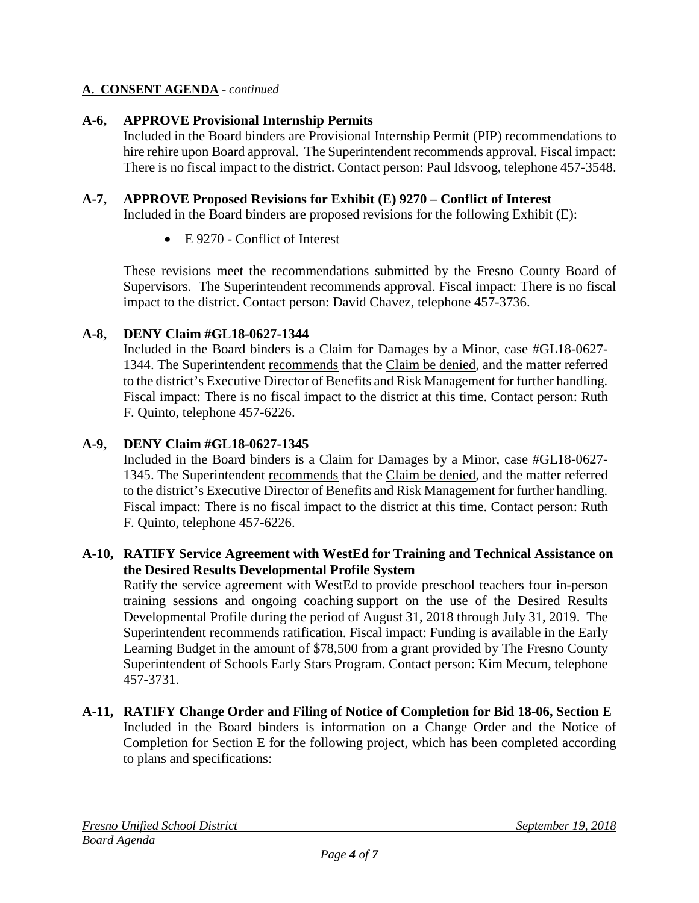**A. CONSENT AGENDA** - *continued*

**A-6, APPROVE Provisional Internship Permits**

Included in the Board binders are Provisional Internship Permit (PIP) recommendations to hire rehire upon Board approval. The Superintendent recommends approval. Fiscal impact: There is no fiscal impact to the district. Contact person: Paul Idsvoog, telephone 457-3548.

**A-7, APPROVE Proposed Revisions for Exhibit (E) 9270 – Conflict of Interest**

Included in the Board binders are proposed revisions for the following Exhibit (E):

- E 9270 - Conflict of Interest

These revisions meet the recommendations submitted by the Fresno County Board of Supervisors. The Superintendent recommends approval. Fiscal impact: There is no fiscal impact to the district. Contact person: David Chavez, telephone 457-3736.

**A-8, DENY Claim #GL18-0627-1344**

Included in the Board binders is a Claim for Damages by a Minor, case #GL18-0627-1344. The Superintendent recommends that the Claim be denied, and the matter referred to the district's Executive Director of Benefits and Risk Management for further handling. Fiscal impact: There is no fiscal impact to the district at this time. Contact person: Ruth F. Quinto, telephone 457-6226.

**A-9, DENY Claim #GL18-0627-1345**

Included in the Board binders is a Claim for Damages by a Minor, case #GL18-0627-1345. The Superintendent recommends that the Claim be denied, and the matter referred to the district's Executive Director of Benefits and Risk Management for further handling. Fiscal impact: There is no fiscal impact to the district at this time. Contact person: Ruth F. Quinto, telephone 457-6226.

**A-10, RATIFY Service Agreement with WestEd for Training and Technical Assistance on the Desired Results Developmental Profile System**

Ratify the service agreement with WestEd to provide preschool teachers four in-person training sessions and ongoing coaching support on the use of the Desired Results Developmental Profile during the period of August 31, 2018 through July 31, 2019. The Superintendent recommends ratification. Fiscal impact: Funding is available in the Early Learning Budget in the amount of $78,500 from a grant provided by The Fresno County Superintendent of Schools Early Stars Program. Contact person: Kim Mecum, telephone 457-3731.

**A-11, RATIFY Change Order and Filing of Notice of Completion for Bid 18-06, Section E**

Included in the Board binders is information on a Change Order and the Notice of Completion for Section E for the following project, which has been completed according to plans and specifications: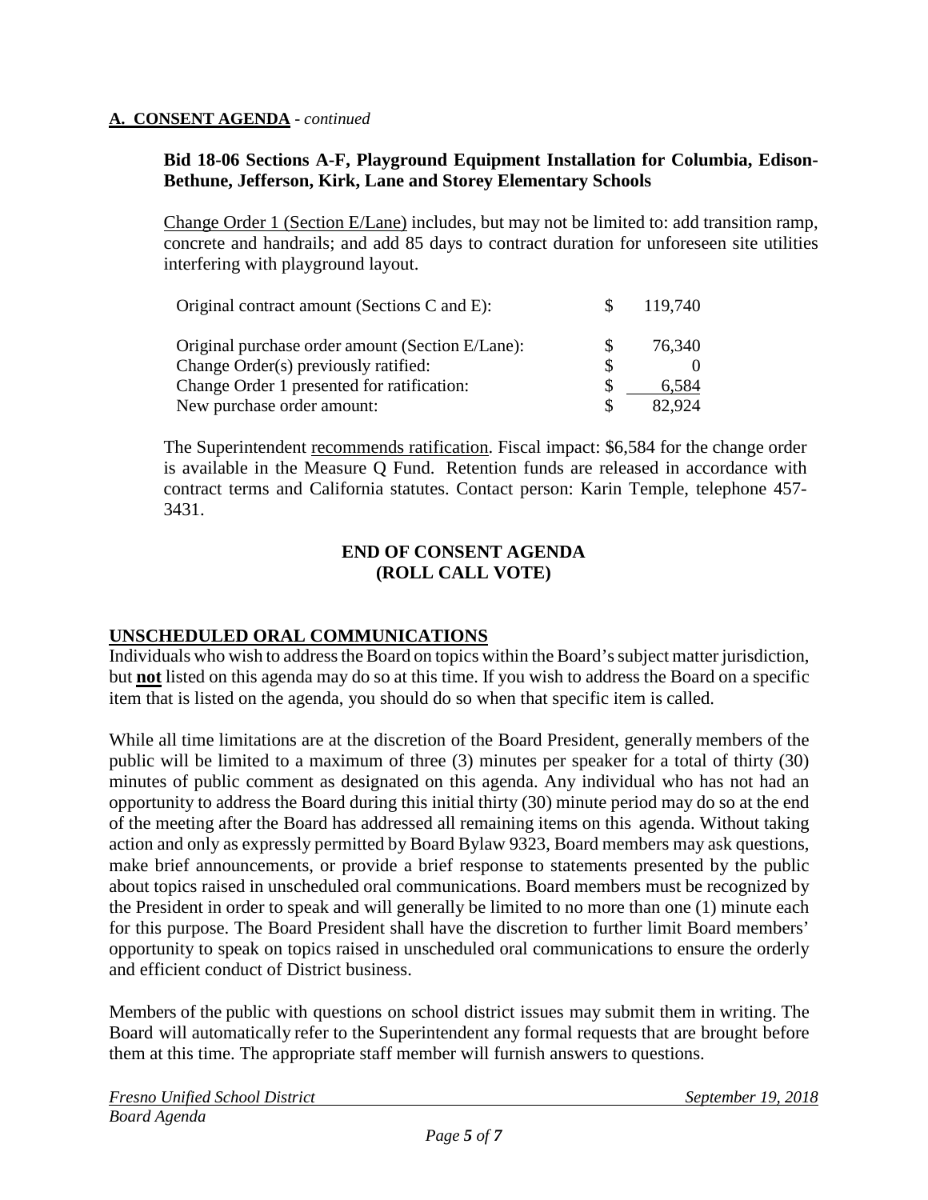**A. CONSENT AGENDA** - *continued*

**Bid 18-06 Sections A-F, Playground Equipment Installation for Columbia, Edison-Bethune, Jefferson, Kirk, Lane and Storey Elementary Schools**

Change Order 1 (Section E/Lane) includes, but may not be limited to: add transition ramp, concrete and handrails; and add 85 days to contract duration for unforeseen site utilities interfering with playground layout.

| | | |
|---|---|---|
| Original contract amount (Sections C and E): | $ | 119,740 |
| | | |
| Original purchase order amount (Section E/Lane): | $ | 76,340 |
| Change Order(s) previously ratified: | $ | 0 |
| Change Order 1 presented for ratification: | $ | 6,584 |
| New purchase order amount: | $ | 82,924 |

The Superintendent recommends ratification. Fiscal impact: $6,584 for the change order is available in the Measure Q Fund. Retention funds are released in accordance with contract terms and California statutes. Contact person: Karin Temple, telephone 457-3431.

**END OF CONSENT AGENDA**
**(ROLL CALL VOTE)**

## UNSCHEDULED ORAL COMMUNICATIONS

Individuals who wish to address the Board on topics within the Board's subject matter jurisdiction, but **not** listed on this agenda may do so at this time. If you wish to address the Board on a specific item that is listed on the agenda, you should do so when that specific item is called.

While all time limitations are at the discretion of the Board President, generally members of the public will be limited to a maximum of three (3) minutes per speaker for a total of thirty (30) minutes of public comment as designated on this agenda. Any individual who has not had an opportunity to address the Board during this initial thirty (30) minute period may do so at the end of the meeting after the Board has addressed all remaining items on this agenda. Without taking action and only as expressly permitted by Board Bylaw 9323, Board members may ask questions, make brief announcements, or provide a brief response to statements presented by the public about topics raised in unscheduled oral communications. Board members must be recognized by the President in order to speak and will generally be limited to no more than one (1) minute each for this purpose. The Board President shall have the discretion to further limit Board members' opportunity to speak on topics raised in unscheduled oral communications to ensure the orderly and efficient conduct of District business.

Members of the public with questions on school district issues may submit them in writing. The Board will automatically refer to the Superintendent any formal requests that are brought before them at this time. The appropriate staff member will furnish answers to questions.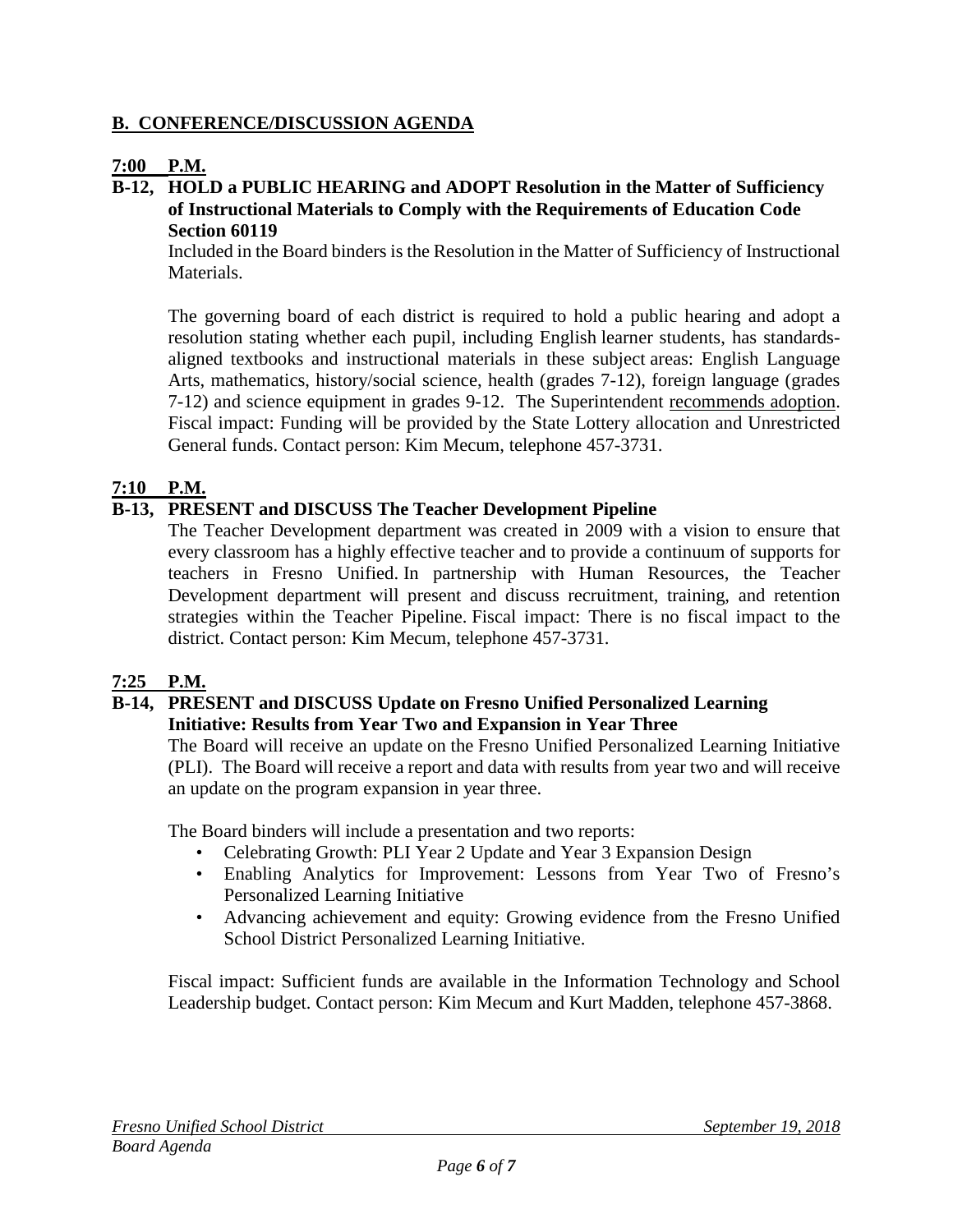## B. CONFERENCE/DISCUSSION AGENDA

**7:00 P.M.**

**B-12, HOLD a PUBLIC HEARING and ADOPT Resolution in the Matter of Sufficiency of Instructional Materials to Comply with the Requirements of Education Code Section 60119**

Included in the Board binders is the Resolution in the Matter of Sufficiency of Instructional Materials.

The governing board of each district is required to hold a public hearing and adopt a resolution stating whether each pupil, including English learner students, has standards-aligned textbooks and instructional materials in these subject areas: English Language Arts, mathematics, history/social science, health (grades 7-12), foreign language (grades 7-12) and science equipment in grades 9-12. The Superintendent recommends adoption. Fiscal impact: Funding will be provided by the State Lottery allocation and Unrestricted General funds. Contact person: Kim Mecum, telephone 457-3731.

**7:10 P.M.**

**B-13, PRESENT and DISCUSS The Teacher Development Pipeline**

The Teacher Development department was created in 2009 with a vision to ensure that every classroom has a highly effective teacher and to provide a continuum of supports for teachers in Fresno Unified. In partnership with Human Resources, the Teacher Development department will present and discuss recruitment, training, and retention strategies within the Teacher Pipeline. Fiscal impact: There is no fiscal impact to the district. Contact person: Kim Mecum, telephone 457-3731.

**7:25 P.M.**

**B-14, PRESENT and DISCUSS Update on Fresno Unified Personalized Learning Initiative: Results from Year Two and Expansion in Year Three**

The Board will receive an update on the Fresno Unified Personalized Learning Initiative (PLI). The Board will receive a report and data with results from year two and will receive an update on the program expansion in year three.

The Board binders will include a presentation and two reports:

- Celebrating Growth: PLI Year 2 Update and Year 3 Expansion Design
- Enabling Analytics for Improvement: Lessons from Year Two of Fresno's Personalized Learning Initiative
- Advancing achievement and equity: Growing evidence from the Fresno Unified School District Personalized Learning Initiative.

Fiscal impact: Sufficient funds are available in the Information Technology and School Leadership budget. Contact person: Kim Mecum and Kurt Madden, telephone 457-3868.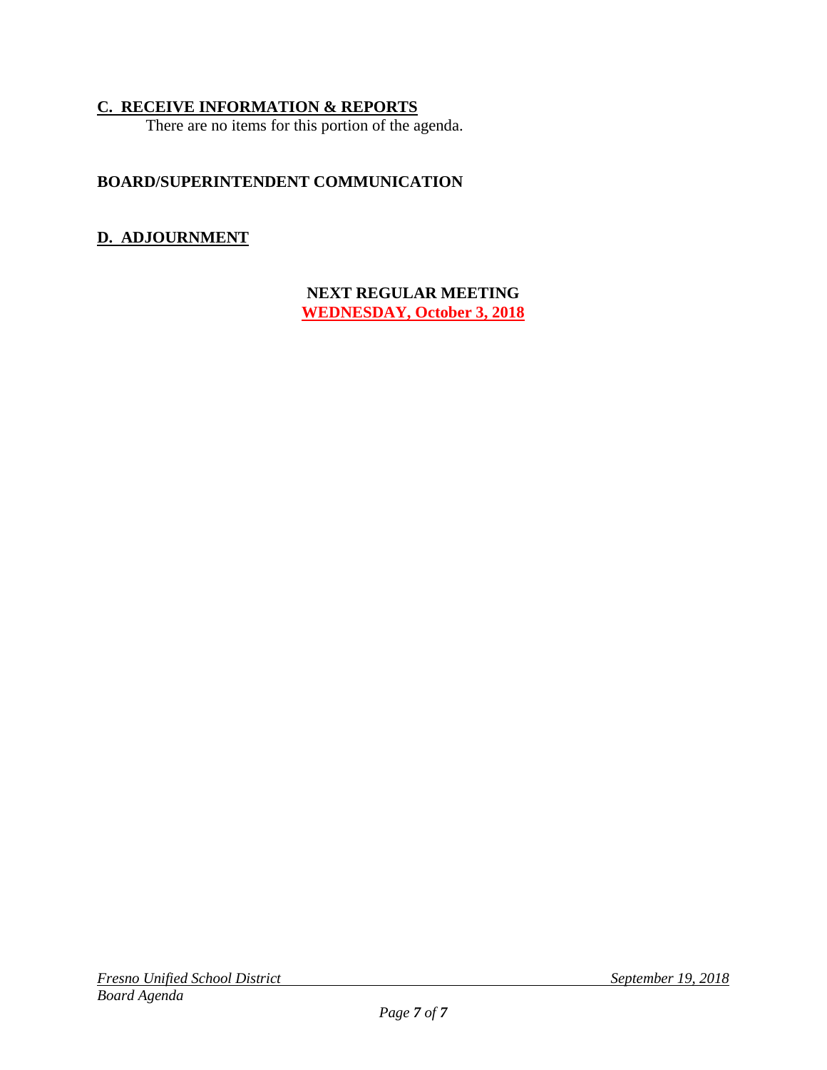## C. RECEIVE INFORMATION & REPORTS

There are no items for this portion of the agenda.

**BOARD/SUPERINTENDENT COMMUNICATION**

## D. ADJOURNMENT

**NEXT REGULAR MEETING**

**WEDNESDAY, October 3, 2018**